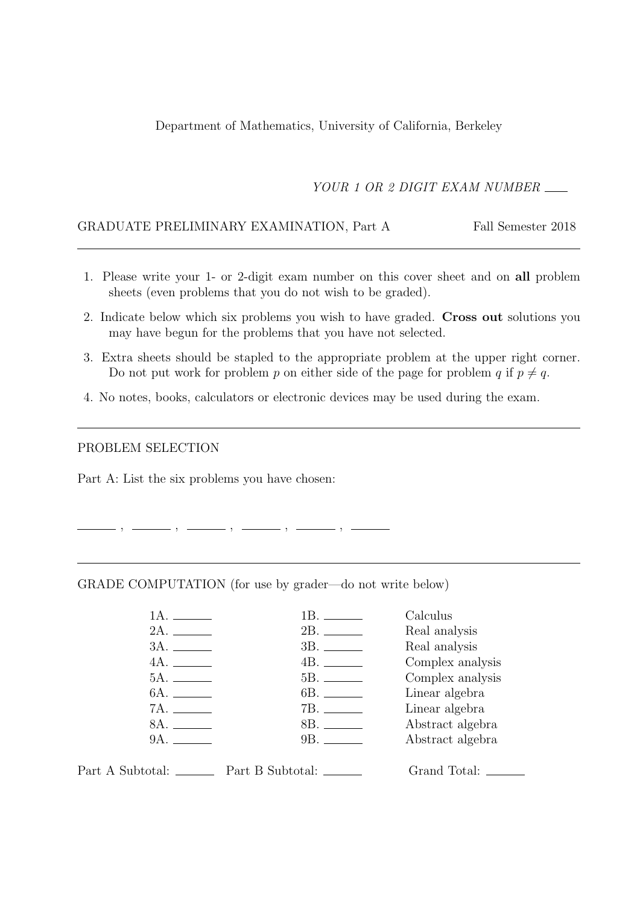Department of Mathematics, University of California, Berkeley

*YOUR 1 OR 2 DIGIT EXAM NUMBER* ____

GRADUATE PRELIMINARY EXAMINATION, Part A Fall Semester 2018

---

1. Please write your 1- or 2-digit exam number on this cover sheet and on **all** problem sheets (even problems that you do not wish to be graded).
2. Indicate below which six problems you wish to have graded. **Cross out** solutions you may have begun for the problems that you have not selected.
3. Extra sheets should be stapled to the appropriate problem at the upper right corner. Do not put work for problem $p$ on either side of the page for problem $q$ if $p \neq q$.
4. No notes, books, calculators or electronic devices may be used during the exam.

---

PROBLEM SELECTION

Part A: List the six problems you have chosen:

______ , ______ , ______ , ______ , ______ , ______

---

GRADE COMPUTATION (for use by grader—do not write below)

| | | |
|---|---|---|
| 1A. ______ | 1B. ______ | Calculus |
| 2A. ______ | 2B. ______ | Real analysis |
| 3A. ______ | 3B. ______ | Real analysis |
| 4A. ______ | 4B. ______ | Complex analysis |
| 5A. ______ | 5B. ______ | Complex analysis |
| 6A. ______ | 6B. ______ | Linear algebra |
| 7A. ______ | 7B. ______ | Linear algebra |
| 8A. ______ | 8B. ______ | Abstract algebra |
| 9A. ______ | 9B. ______ | Abstract algebra |

Part A Subtotal: ______ Part B Subtotal: ______ Grand Total: ______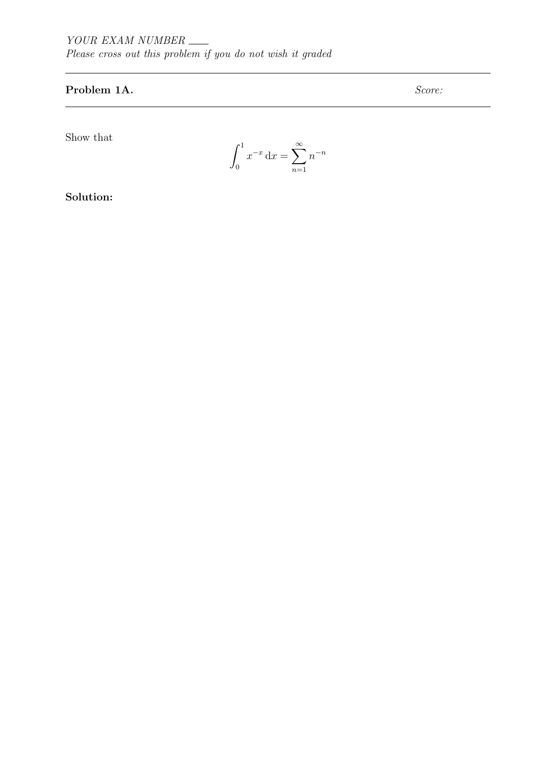*YOUR EXAM NUMBER* \_\_\_\_

*Please cross out this problem if you do not wish it graded*

---

**Problem 1A.** *Score:*

---

Show that

$$\int_0^1 x^{-x}\,\mathrm{d}x = \sum_{n=1}^{\infty} n^{-n}$$

**Solution:**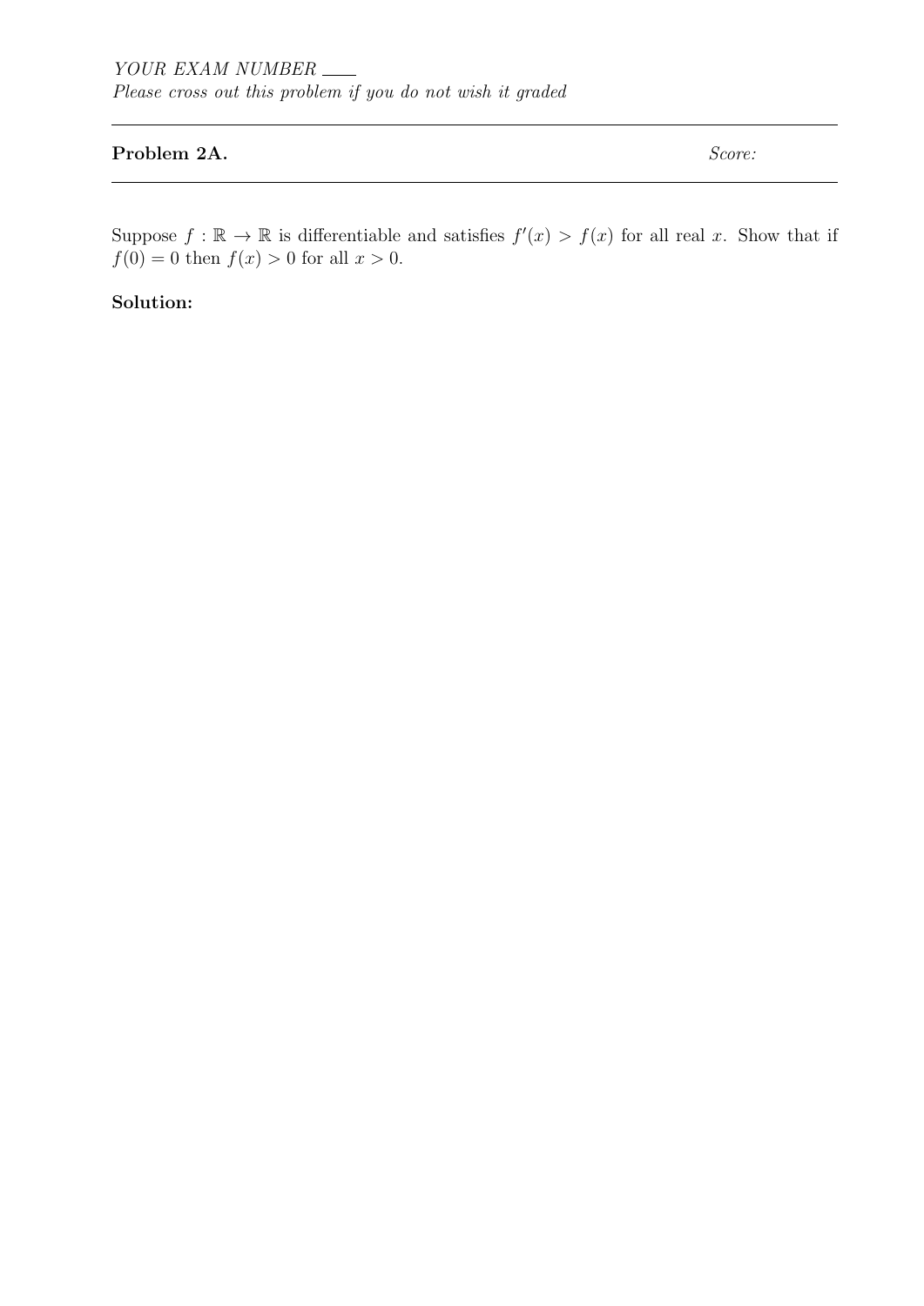*YOUR EXAM NUMBER* ___

*Please cross out this problem if you do not wish it graded*

---

**Problem 2A.** *Score:*

---

Suppose $f : \mathbb{R} \to \mathbb{R}$ is differentiable and satisfies $f'(x) > f(x)$ for all real $x$. Show that if $f(0) = 0$ then $f(x) > 0$ for all $x > 0$.

**Solution:**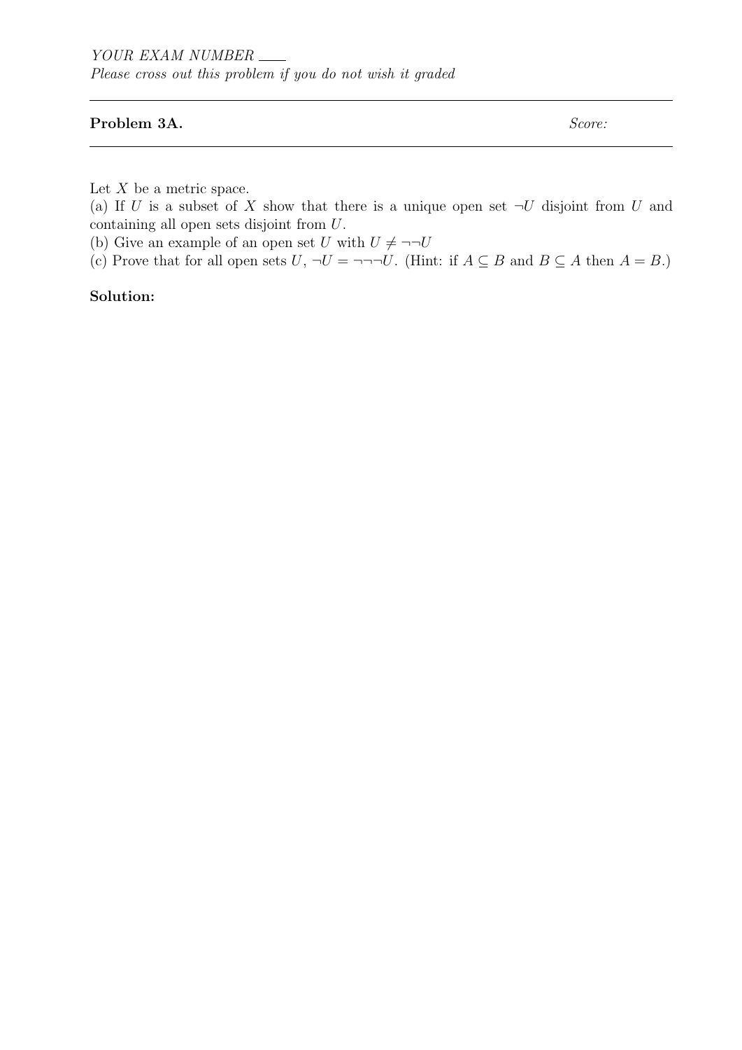*YOUR EXAM NUMBER* \_\_\_\_

*Please cross out this problem if you do not wish it graded*

---

**Problem 3A.** *Score:*

---

Let $X$ be a metric space.

(a) If $U$ is a subset of $X$ show that there is a unique open set $\neg U$ disjoint from $U$ and containing all open sets disjoint from $U$.

(b) Give an example of an open set $U$ with $U \neq \neg\neg U$

(c) Prove that for all open sets $U$, $\neg U = \neg\neg\neg U$. (Hint: if $A \subseteq B$ and $B \subseteq A$ then $A = B$.)

**Solution:**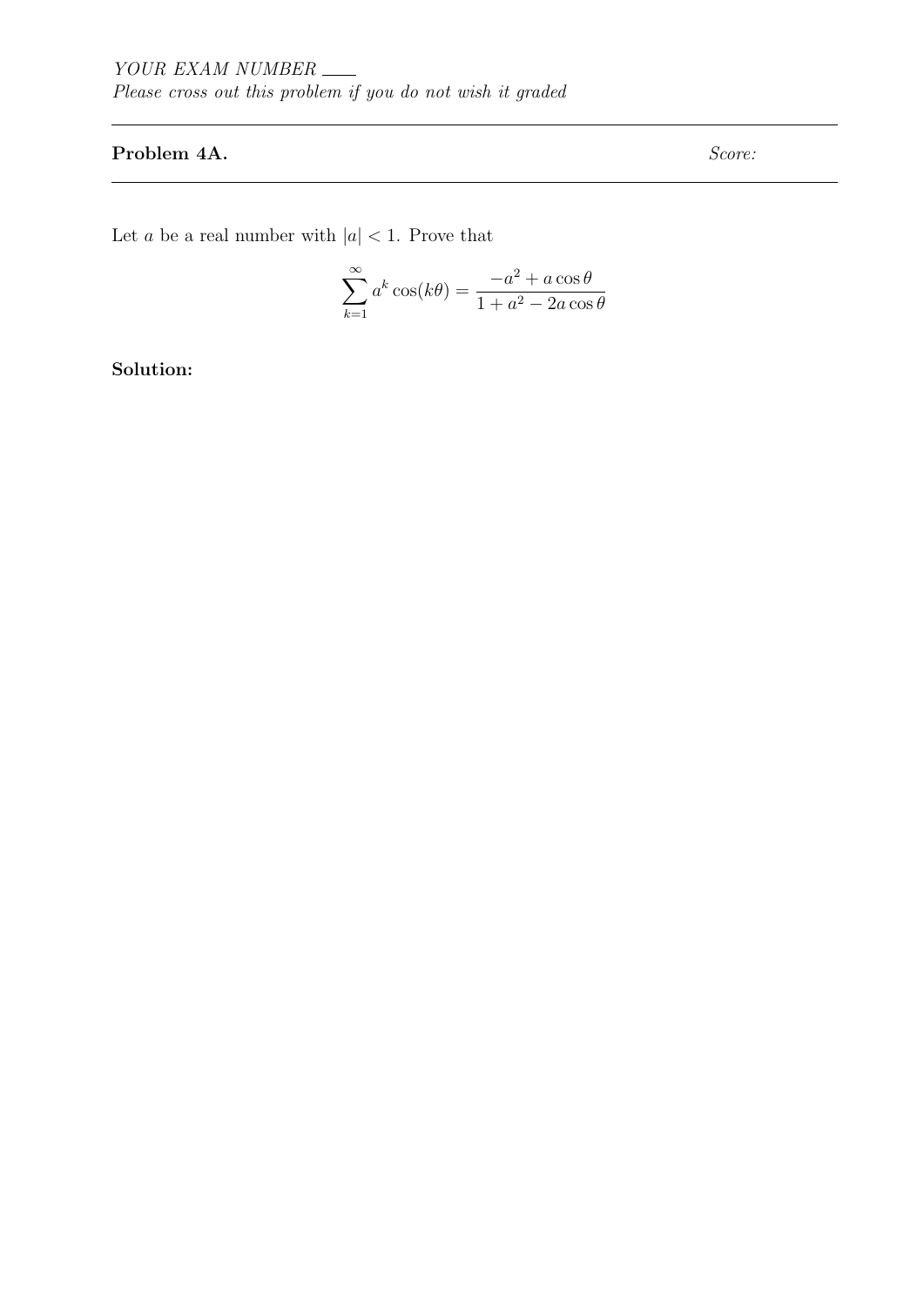*YOUR EXAM NUMBER* ___

*Please cross out this problem if you do not wish it graded*

---

**Problem 4A.** *Score:*

---

Let $a$ be a real number with $|a| < 1$. Prove that

$$\sum_{k=1}^{\infty} a^k \cos(k\theta) = \frac{-a^2 + a\cos\theta}{1 + a^2 - 2a\cos\theta}$$

**Solution:**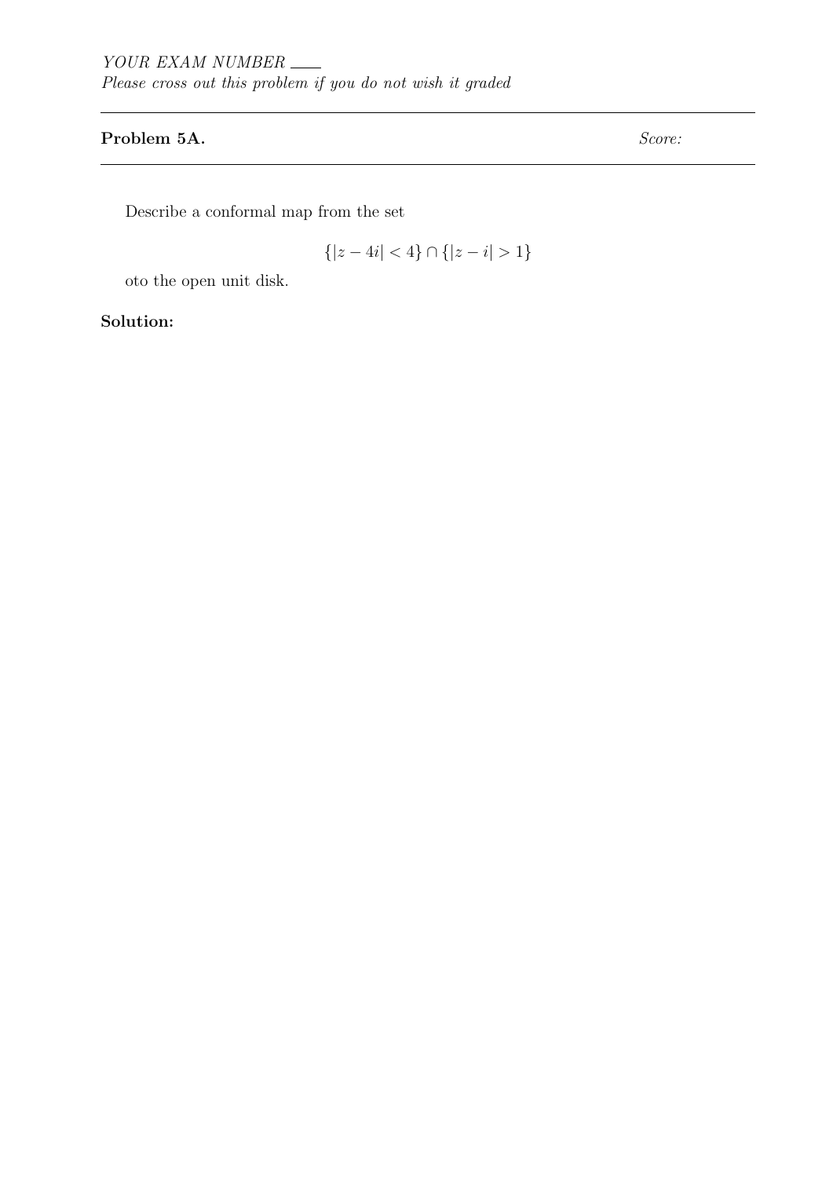*YOUR EXAM NUMBER* \_\_\_\_

*Please cross out this problem if you do not wish it graded*

**Problem 5A.** *Score:*

Describe a conformal map from the set

$$\{|z - 4i| < 4\} \cap \{|z - i| > 1\}$$

oto the open unit disk.

**Solution:**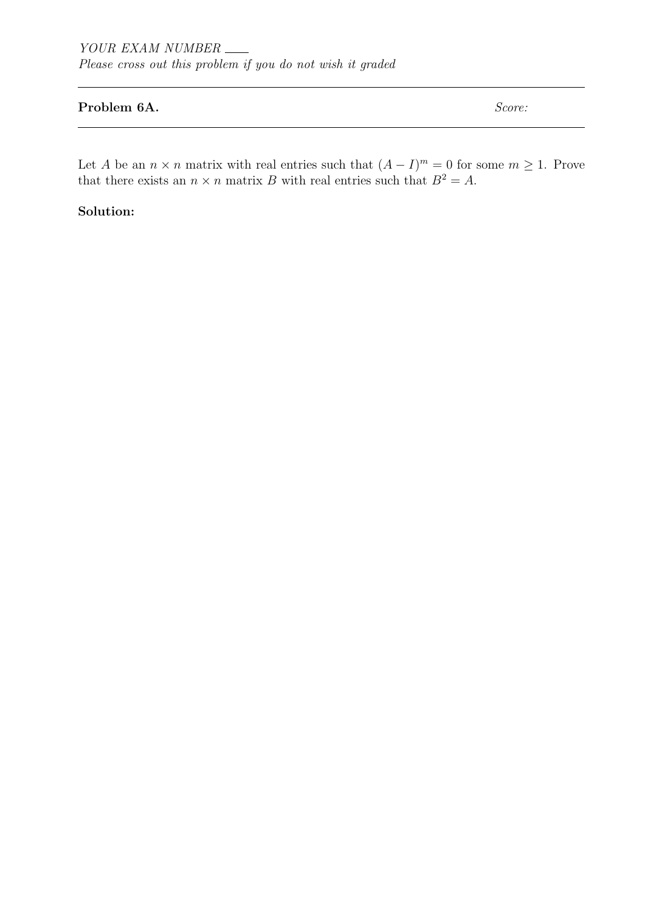*YOUR EXAM NUMBER* \_\_\_\_

*Please cross out this problem if you do not wish it graded*

---

**Problem 6A.** *Score:*

---

Let $A$ be an $n \times n$ matrix with real entries such that $(A - I)^m = 0$ for some $m \geq 1$. Prove that there exists an $n \times n$ matrix $B$ with real entries such that $B^2 = A$.

**Solution:**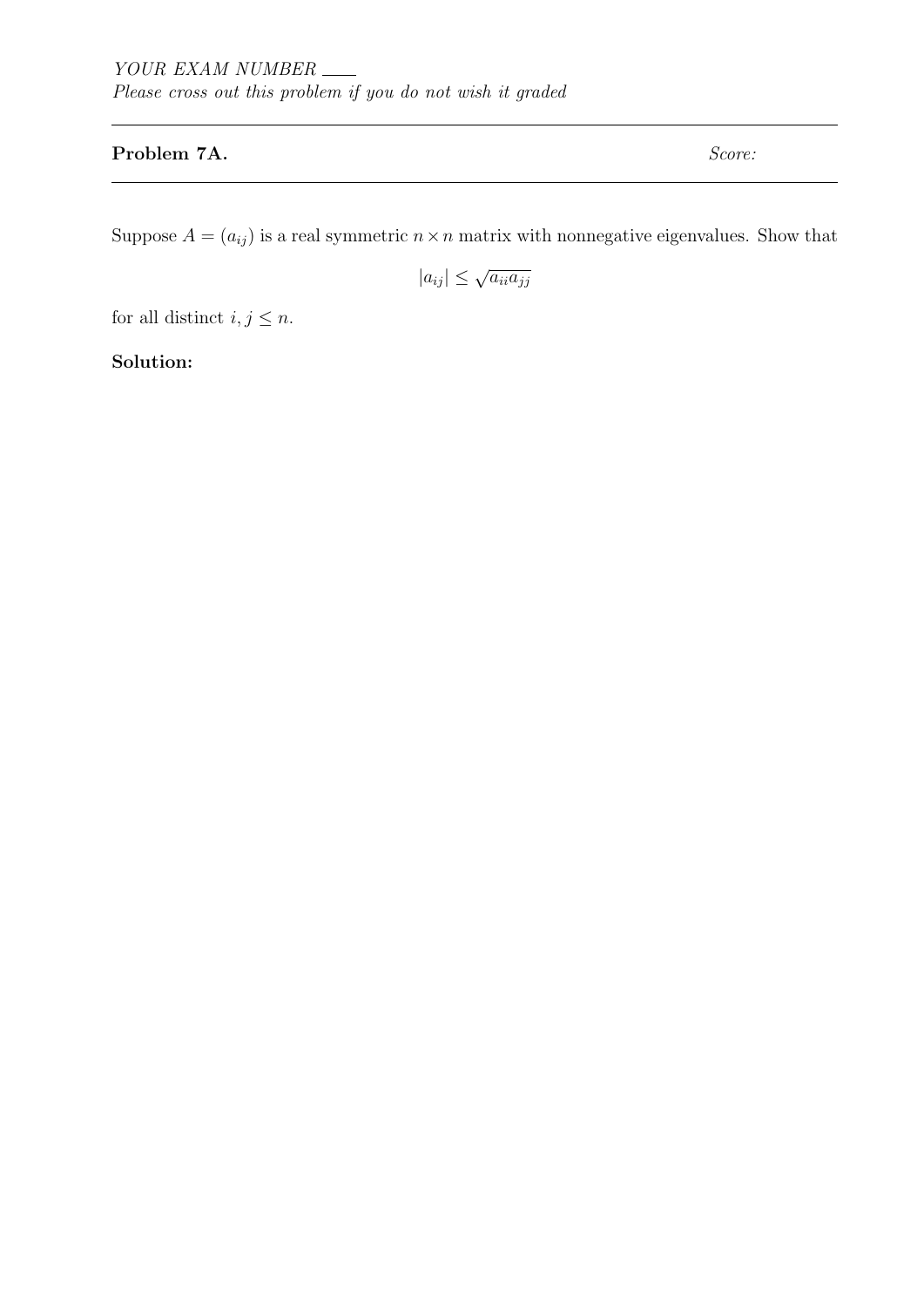YOUR EXAM NUMBER ____

*Please cross out this problem if you do not wish it graded*

---

**Problem 7A.** *Score:*

---

Suppose $A = (a_{ij})$ is a real symmetric $n \times n$ matrix with nonnegative eigenvalues. Show that

$$|a_{ij}| \leq \sqrt{a_{ii}a_{jj}}$$

for all distinct $i, j \leq n$.

**Solution:**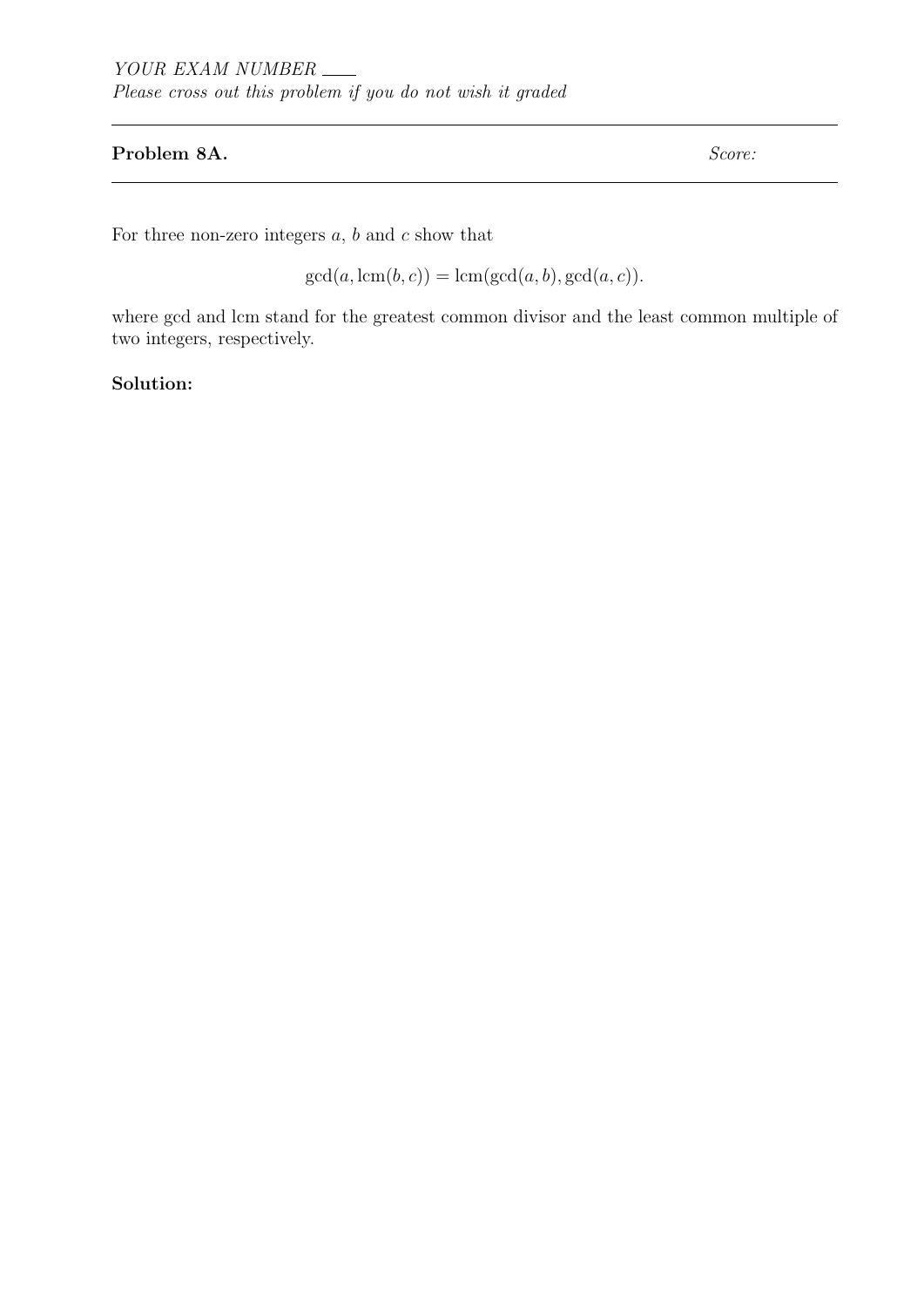*YOUR EXAM NUMBER* ___

*Please cross out this problem if you do not wish it graded*

---

**Problem 8A.** *Score:*

---

For three non-zero integers $a$, $b$ and $c$ show that

$$\gcd(a, \operatorname{lcm}(b, c)) = \operatorname{lcm}(\gcd(a, b), \gcd(a, c)).$$

where gcd and lcm stand for the greatest common divisor and the least common multiple of two integers, respectively.

**Solution:**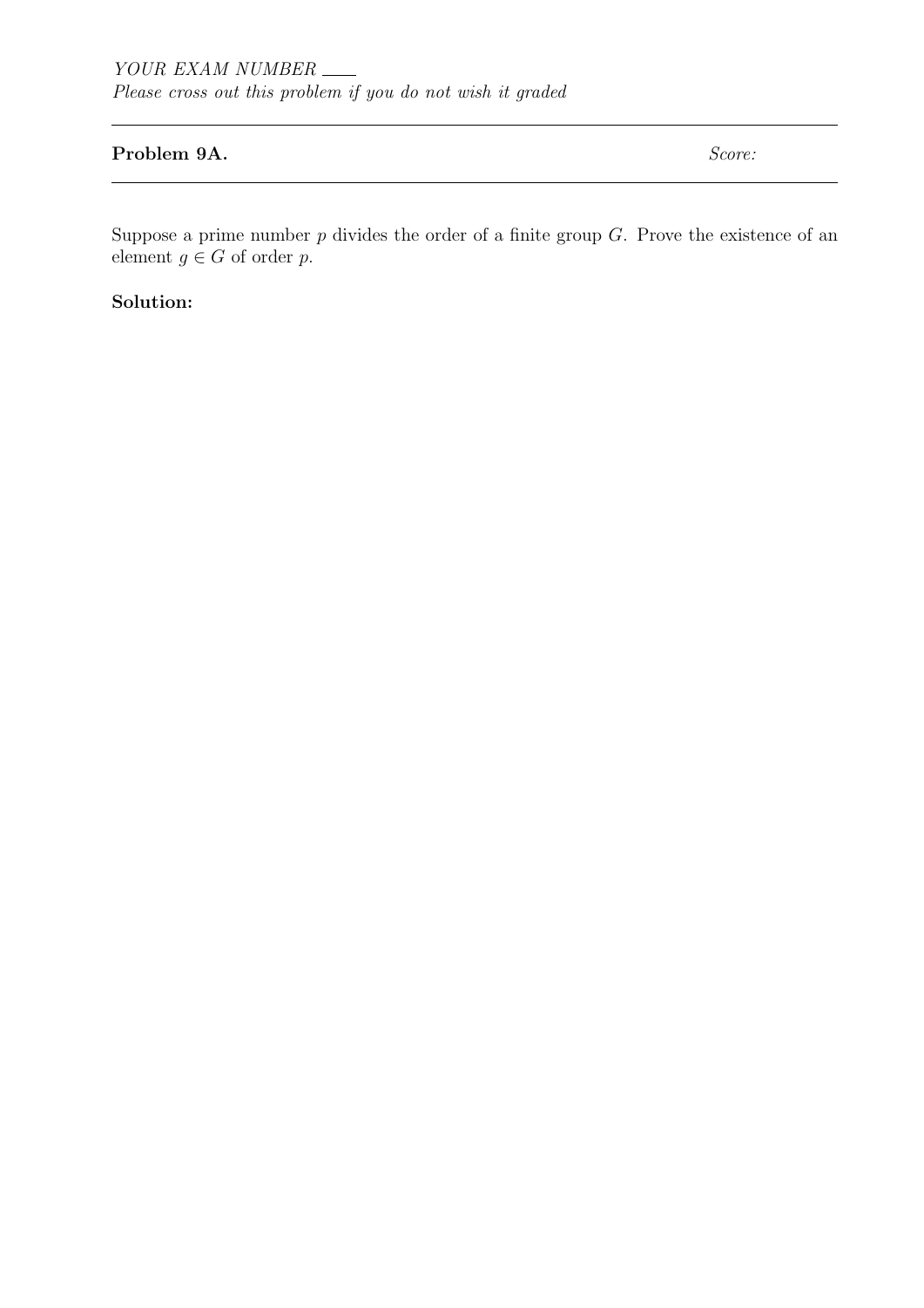*YOUR EXAM NUMBER* ___
*Please cross out this problem if you do not wish it graded*

---

**Problem 9A.** *Score:*

---

Suppose a prime number $p$ divides the order of a finite group $G$. Prove the existence of an element $g \in G$ of order $p$.

**Solution:**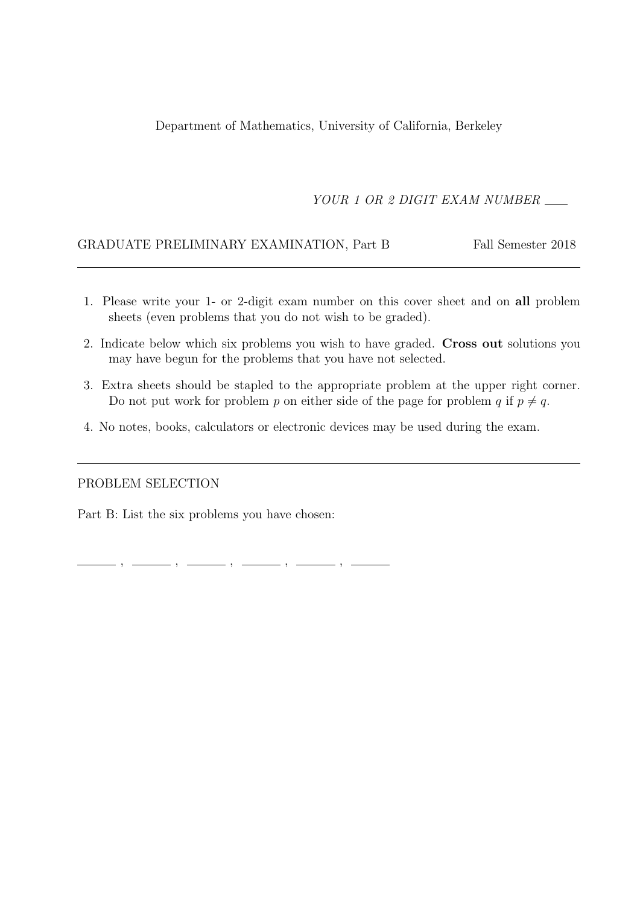Department of Mathematics, University of California, Berkeley

*YOUR 1 OR 2 DIGIT EXAM NUMBER* \_\_\_\_

GRADUATE PRELIMINARY EXAMINATION, Part B — Fall Semester 2018

---

1. Please write your 1- or 2-digit exam number on this cover sheet and on **all** problem sheets (even problems that you do not wish to be graded).
2. Indicate below which six problems you wish to have graded. **Cross out** solutions you may have begun for the problems that you have not selected.
3. Extra sheets should be stapled to the appropriate problem at the upper right corner. Do not put work for problem $p$ on either side of the page for problem $q$ if $p \neq q$.
4. No notes, books, calculators or electronic devices may be used during the exam.

---

PROBLEM SELECTION

Part B: List the six problems you have chosen:

\_\_\_\_\_\_ , \_\_\_\_\_\_ , \_\_\_\_\_\_ , \_\_\_\_\_\_ , \_\_\_\_\_\_ , \_\_\_\_\_\_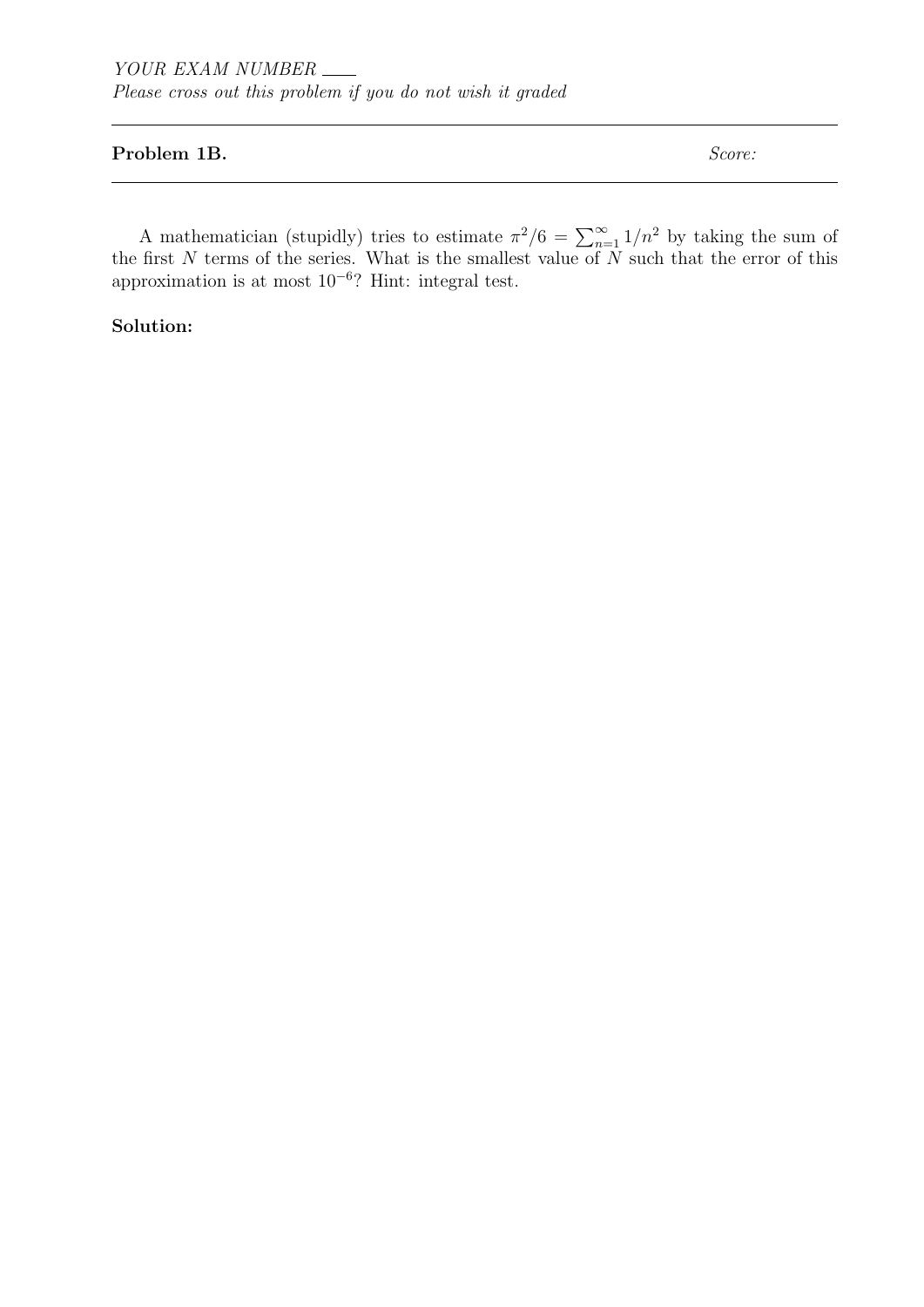*YOUR EXAM NUMBER* \_\_\_\_

*Please cross out this problem if you do not wish it graded*

**Problem 1B.** *Score:*

A mathematician (stupidly) tries to estimate $\pi^2/6 = \sum_{n=1}^{\infty} 1/n^2$ by taking the sum of the first $N$ terms of the series. What is the smallest value of $N$ such that the error of this approximation is at most $10^{-6}$? Hint: integral test.

**Solution:**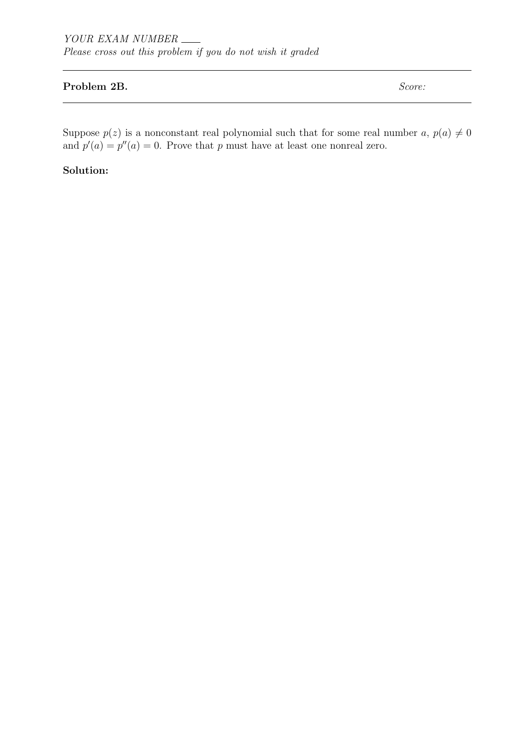*YOUR EXAM NUMBER* ____

*Please cross out this problem if you do not wish it graded*

---

**Problem 2B.** *Score:*

---

Suppose $p(z)$ is a nonconstant real polynomial such that for some real number $a$, $p(a) \neq 0$ and $p'(a) = p''(a) = 0$. Prove that $p$ must have at least one nonreal zero.

**Solution:**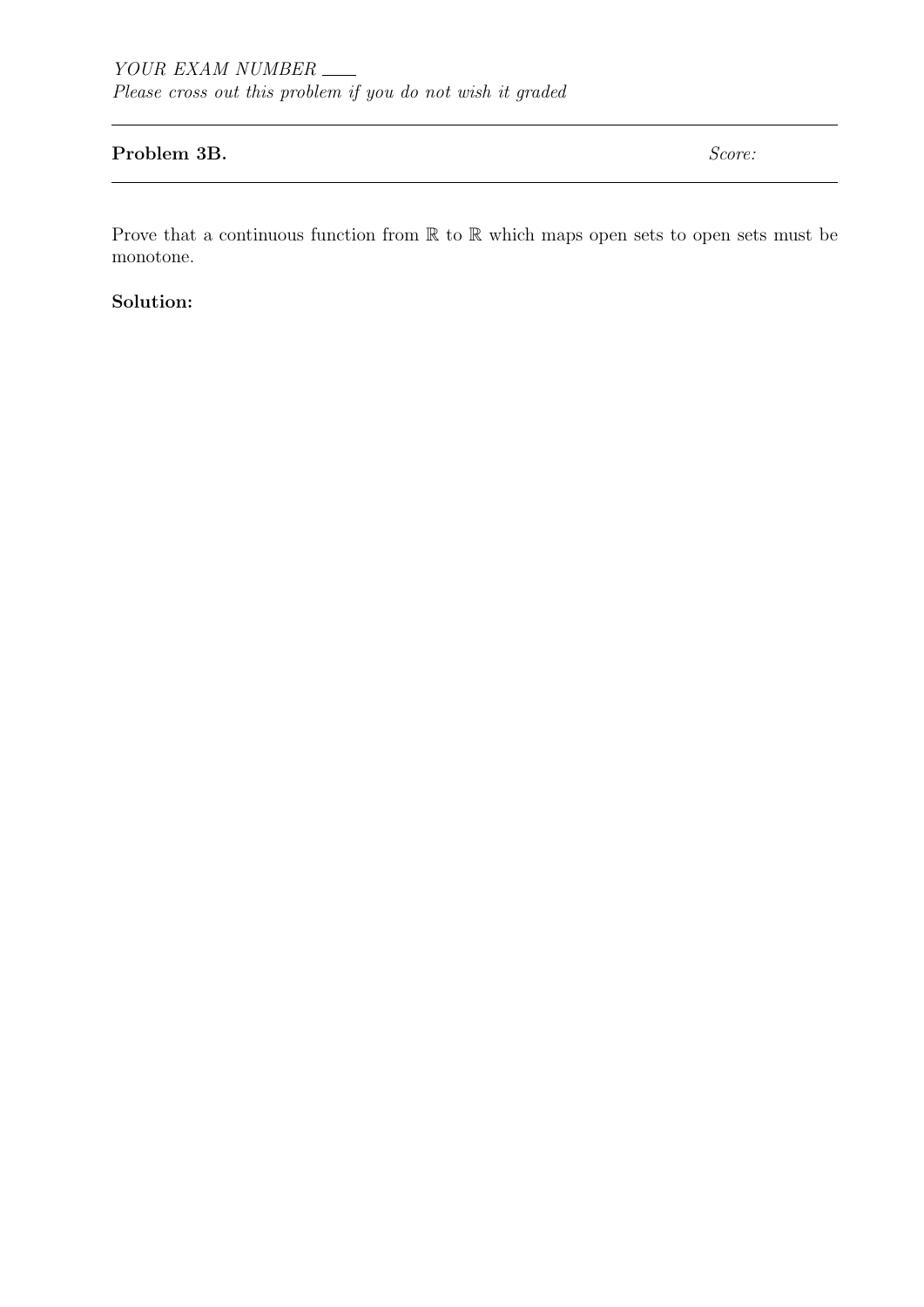*YOUR EXAM NUMBER* \_\_\_\_

*Please cross out this problem if you do not wish it graded*

**Problem 3B.** *Score:*

Prove that a continuous function from $\mathbb{R}$ to $\mathbb{R}$ which maps open sets to open sets must be monotone.

**Solution:**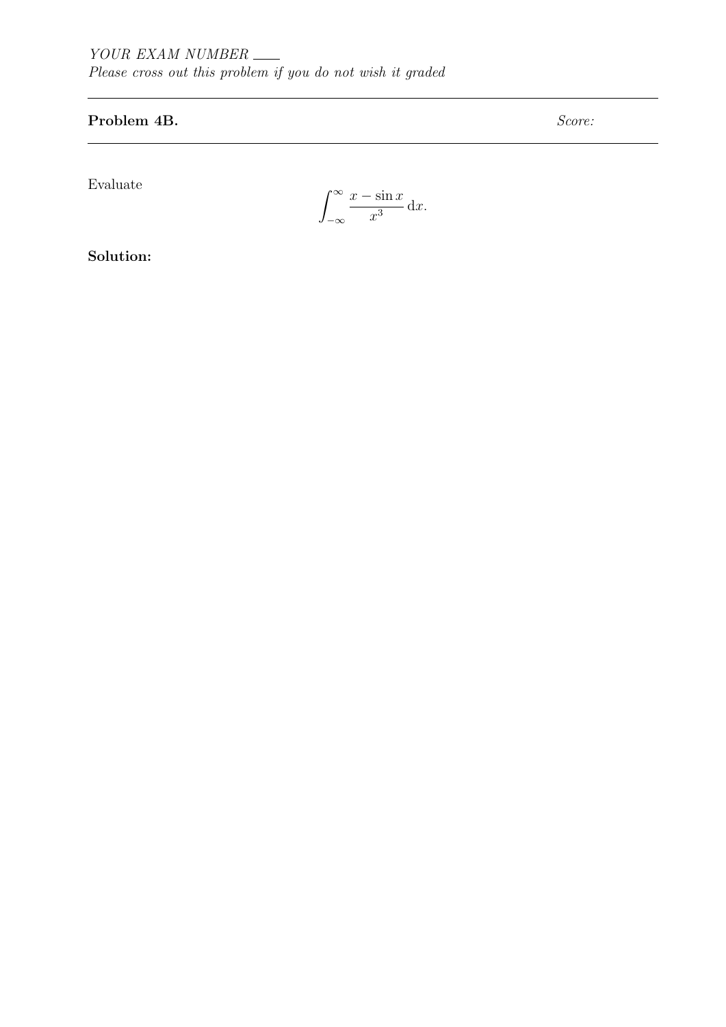*YOUR EXAM NUMBER* ___

*Please cross out this problem if you do not wish it graded*

**Problem 4B.** *Score:*

Evaluate

$$\int_{-\infty}^{\infty} \frac{x - \sin x}{x^3} \, \mathrm{d}x.$$

**Solution:**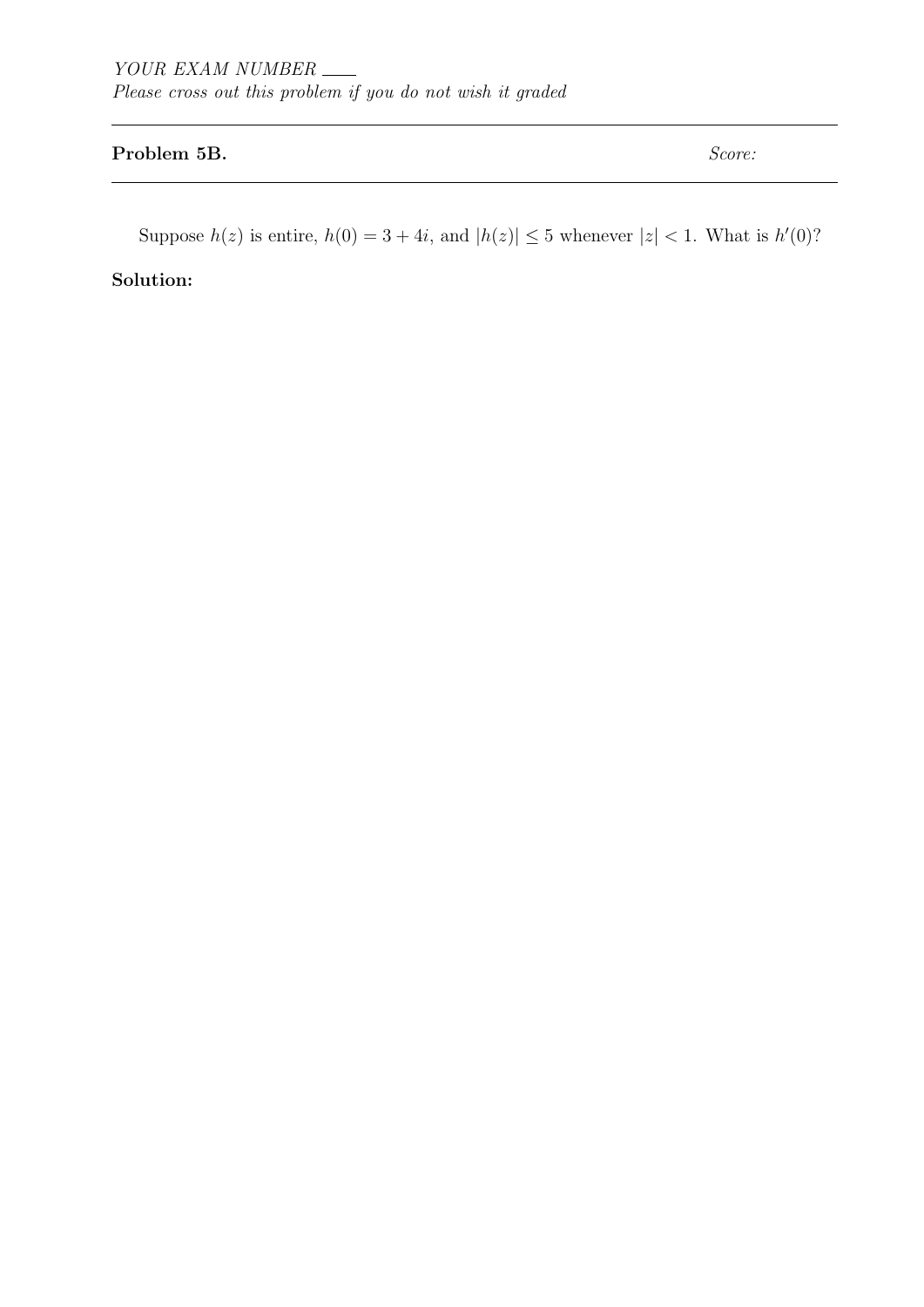*YOUR EXAM NUMBER* ____

*Please cross out this problem if you do not wish it graded*

---

**Problem 5B.** *Score:*

---

Suppose $h(z)$ is entire, $h(0) = 3 + 4i$, and $|h(z)| \leq 5$ whenever $|z| < 1$. What is $h'(0)$?

**Solution:**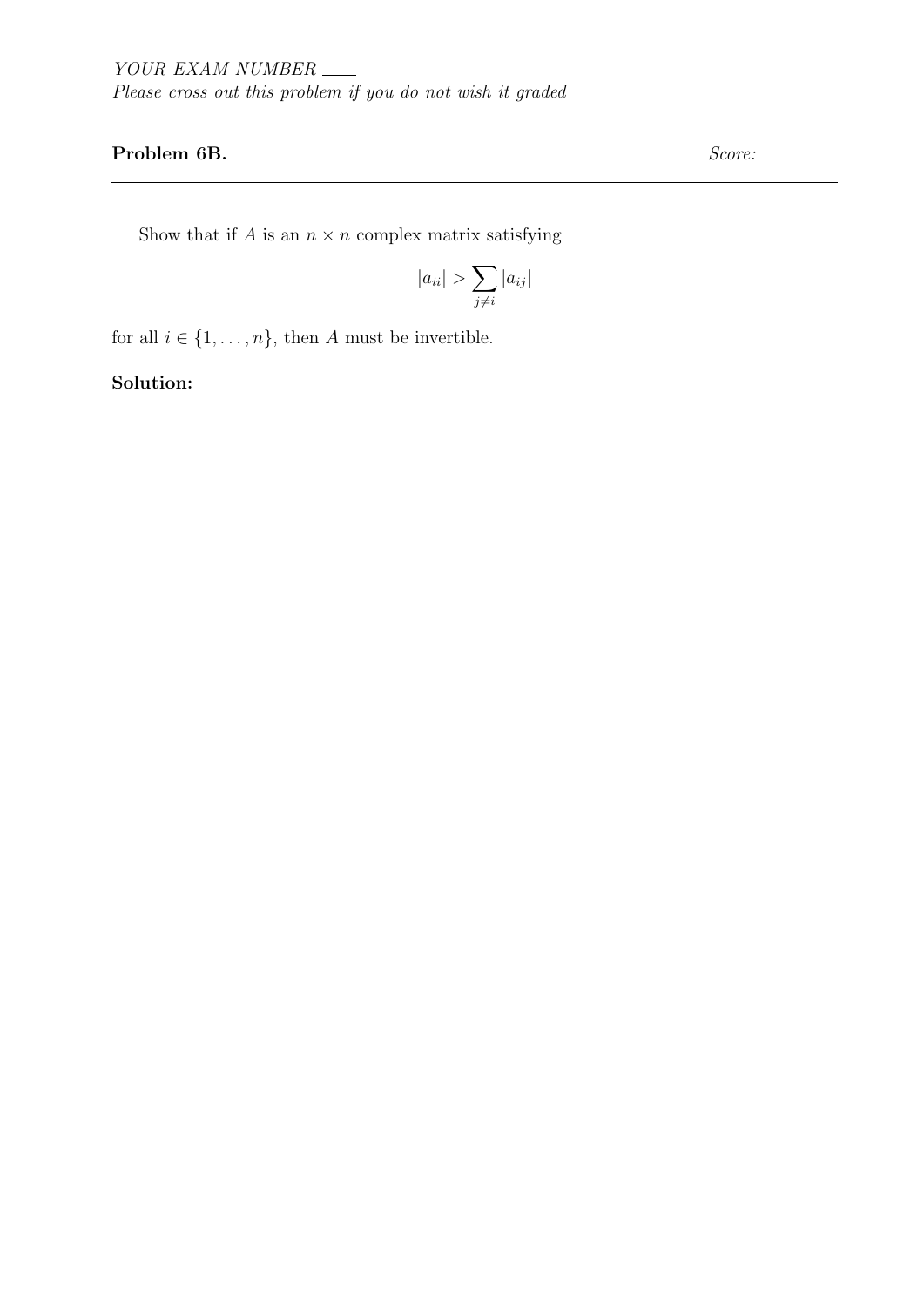*YOUR EXAM NUMBER* \_\_\_\_

*Please cross out this problem if you do not wish it graded*

---

**Problem 6B.** *Score:*

---

Show that if $A$ is an $n \times n$ complex matrix satisfying

$$|a_{ii}| > \sum_{j \neq i} |a_{ij}|$$

for all $i \in \{1, \ldots, n\}$, then $A$ must be invertible.

**Solution:**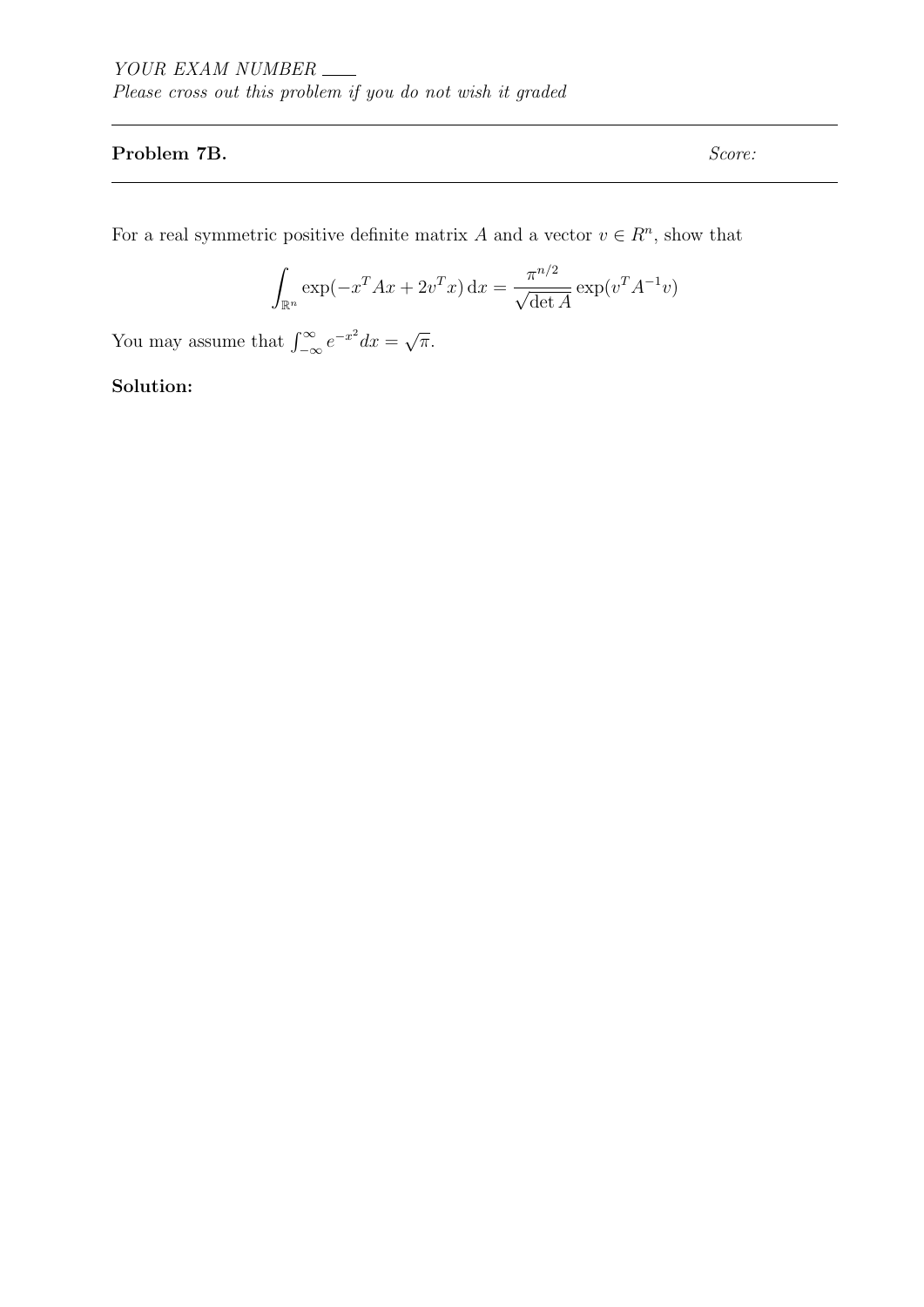*YOUR EXAM NUMBER* ___

*Please cross out this problem if you do not wish it graded*

---

**Problem 7B.** *Score:*

---

For a real symmetric positive definite matrix $A$ and a vector $v \in R^n$, show that

$$\int_{\mathbb{R}^n} \exp(-x^T A x + 2v^T x)\, \mathrm{d}x = \frac{\pi^{n/2}}{\sqrt{\det A}} \exp(v^T A^{-1} v)$$

You may assume that $\int_{-\infty}^{\infty} e^{-x^2} dx = \sqrt{\pi}$.

**Solution:**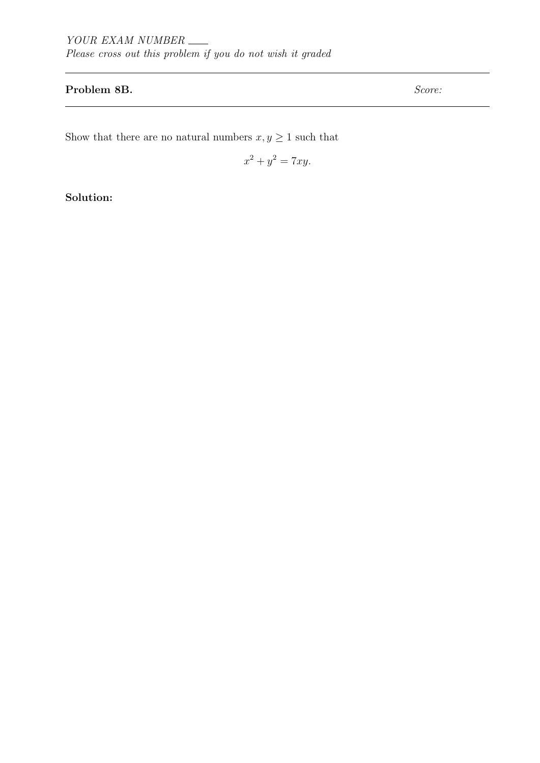*YOUR EXAM NUMBER* ___

*Please cross out this problem if you do not wish it graded*

---

**Problem 8B.** *Score:*

---

Show that there are no natural numbers $x, y \geq 1$ such that

$$x^2 + y^2 = 7xy.$$

**Solution:**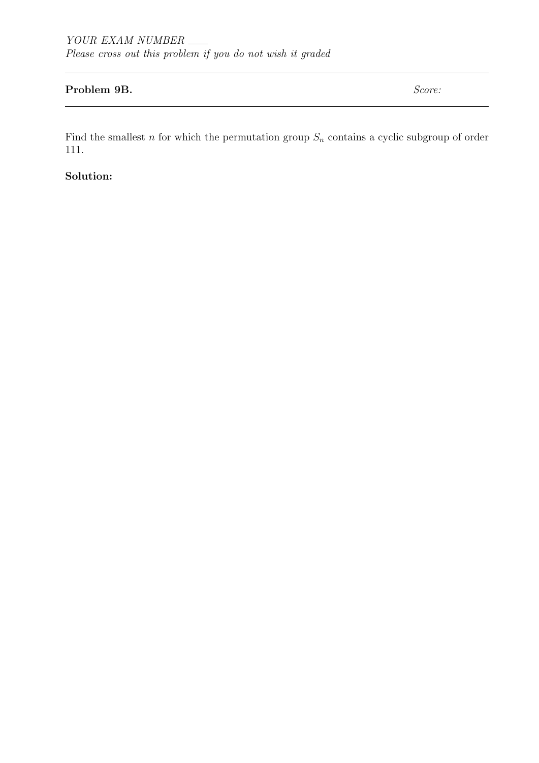*YOUR EXAM NUMBER* ___

*Please cross out this problem if you do not wish it graded*

---

**Problem 9B.** *Score:*

---

Find the smallest $n$ for which the permutation group $S_n$ contains a cyclic subgroup of order 111.

**Solution:**